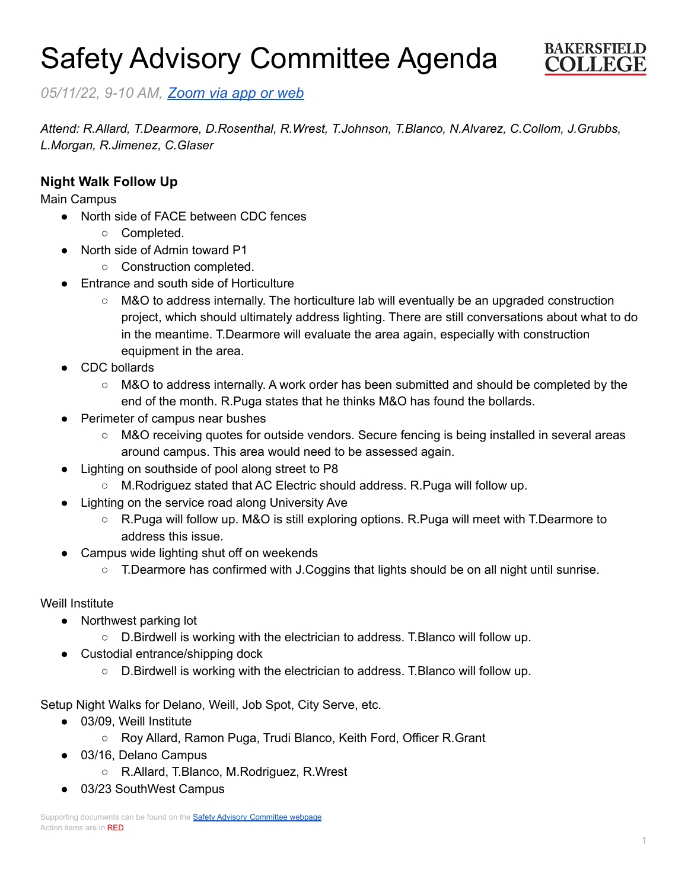# Safety Advisory Committee Agenda

*05/11/22, 9-10 AM, [Zoom via app or web]()*

*Attend: R.Allard, T.Dearmore, D.Rosenthal, R.Wrest, T.Johnson, T.Blanco, N.Alvarez, C.Collom, J.Grubbs, L.Morgan, R.Jimenez, C.Glaser*

### Night Walk Follow Up

Main Campus

- North side of FACE between CDC fences
  - Completed.
- North side of Admin toward P1
  - Construction completed.
- Entrance and south side of Horticulture
  - M&O to address internally. The horticulture lab will eventually be an upgraded construction project, which should ultimately address lighting. There are still conversations about what to do in the meantime. T.Dearmore will evaluate the area again, especially with construction equipment in the area.
- CDC bollards
  - M&O to address internally. A work order has been submitted and should be completed by the end of the month. R.Puga states that he thinks M&O has found the bollards.
- Perimeter of campus near bushes
  - M&O receiving quotes for outside vendors. Secure fencing is being installed in several areas around campus. This area would need to be assessed again.
- Lighting on southside of pool along street to P8
  - M.Rodriguez stated that AC Electric should address. R.Puga will follow up.
- Lighting on the service road along University Ave
  - R.Puga will follow up. M&O is still exploring options. R.Puga will meet with T.Dearmore to address this issue.
- Campus wide lighting shut off on weekends
  - T.Dearmore has confirmed with J.Coggins that lights should be on all night until sunrise.

Weill Institute

- Northwest parking lot
  - D.Birdwell is working with the electrician to address. T.Blanco will follow up.
- Custodial entrance/shipping dock
  - D.Birdwell is working with the electrician to address. T.Blanco will follow up.

Setup Night Walks for Delano, Weill, Job Spot, City Serve, etc.

- 03/09, Weill Institute
  - Roy Allard, Ramon Puga, Trudi Blanco, Keith Ford, Officer R.Grant
- 03/16, Delano Campus
  - R.Allard, T.Blanco, M.Rodriguez, R.Wrest
- 03/23 SouthWest Campus

Supporting documents can be found on the [Safety Advisory Committee webpage]().
Action items are in RED.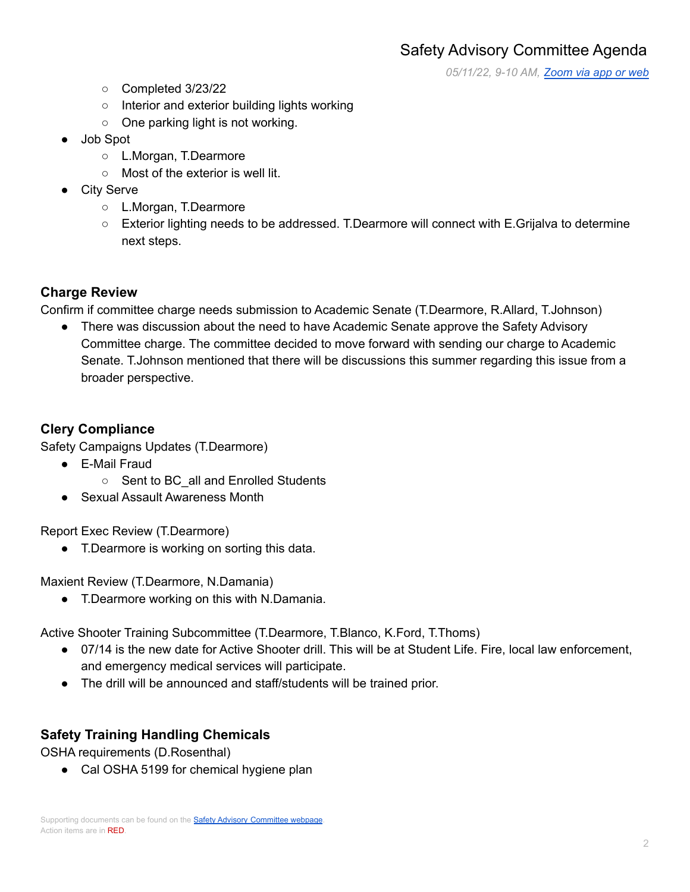- Completed 3/23/22
- Interior and exterior building lights working
- One parking light is not working.

- Job Spot
  - L.Morgan, T.Dearmore
  - Most of the exterior is well lit.
- City Serve
  - L.Morgan, T.Dearmore
  - Exterior lighting needs to be addressed. T.Dearmore will connect with E.Grijalva to determine next steps.

## Charge Review

Confirm if committee charge needs submission to Academic Senate (T.Dearmore, R.Allard, T.Johnson)

- There was discussion about the need to have Academic Senate approve the Safety Advisory Committee charge. The committee decided to move forward with sending our charge to Academic Senate. T.Johnson mentioned that there will be discussions this summer regarding this issue from a broader perspective.

## Clery Compliance

Safety Campaigns Updates (T.Dearmore)

- E-Mail Fraud
  - Sent to BC_all and Enrolled Students
- Sexual Assault Awareness Month

Report Exec Review (T.Dearmore)

- T.Dearmore is working on sorting this data.

Maxient Review (T.Dearmore, N.Damania)

- T.Dearmore working on this with N.Damania.

Active Shooter Training Subcommittee (T.Dearmore, T.Blanco, K.Ford, T.Thoms)

- 07/14 is the new date for Active Shooter drill. This will be at Student Life. Fire, local law enforcement, and emergency medical services will participate.
- The drill will be announced and staff/students will be trained prior.

## Safety Training Handling Chemicals

OSHA requirements (D.Rosenthal)

- Cal OSHA 5199 for chemical hygiene plan

Supporting documents can be found on the [Safety Advisory Committee webpage](#).
Action items are in RED.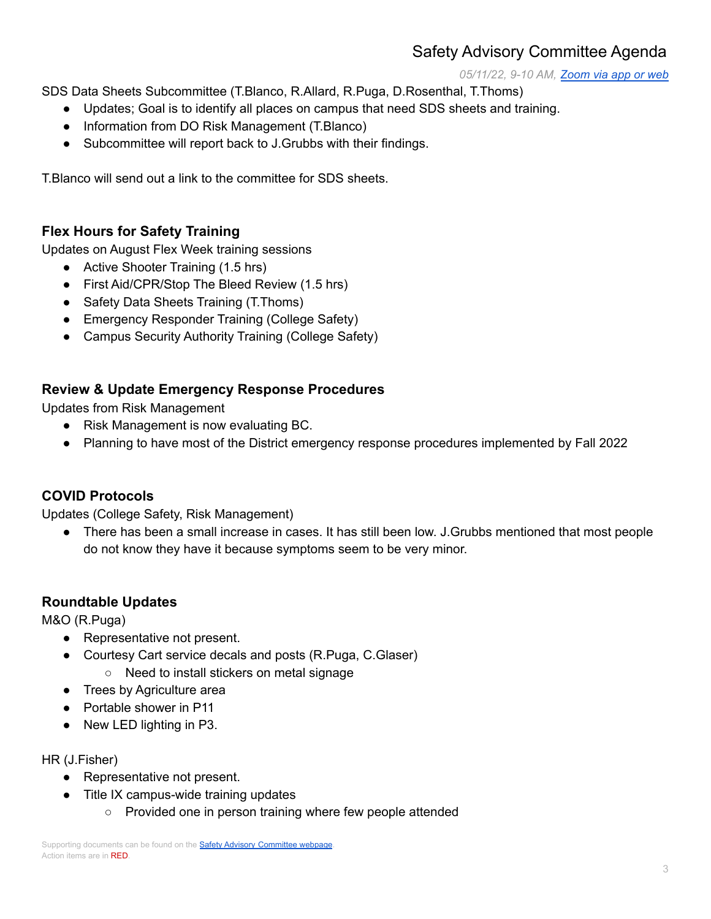SDS Data Sheets Subcommittee (T.Blanco, R.Allard, R.Puga, D.Rosenthal, T.Thoms)

- Updates; Goal is to identify all places on campus that need SDS sheets and training.
- Information from DO Risk Management (T.Blanco)
- Subcommittee will report back to J.Grubbs with their findings.

T.Blanco will send out a link to the committee for SDS sheets.

### Flex Hours for Safety Training

Updates on August Flex Week training sessions

- Active Shooter Training (1.5 hrs)
- First Aid/CPR/Stop The Bleed Review (1.5 hrs)
- Safety Data Sheets Training (T.Thoms)
- Emergency Responder Training (College Safety)
- Campus Security Authority Training (College Safety)

### Review & Update Emergency Response Procedures

Updates from Risk Management

- Risk Management is now evaluating BC.
- Planning to have most of the District emergency response procedures implemented by Fall 2022

### COVID Protocols

Updates (College Safety, Risk Management)

- There has been a small increase in cases. It has still been low. J.Grubbs mentioned that most people do not know they have it because symptoms seem to be very minor.

### Roundtable Updates

M&O (R.Puga)

- Representative not present.
- Courtesy Cart service decals and posts (R.Puga, C.Glaser)
  - Need to install stickers on metal signage
- Trees by Agriculture area
- Portable shower in P11
- New LED lighting in P3.

HR (J.Fisher)

- Representative not present.
- Title IX campus-wide training updates
  - Provided one in person training where few people attended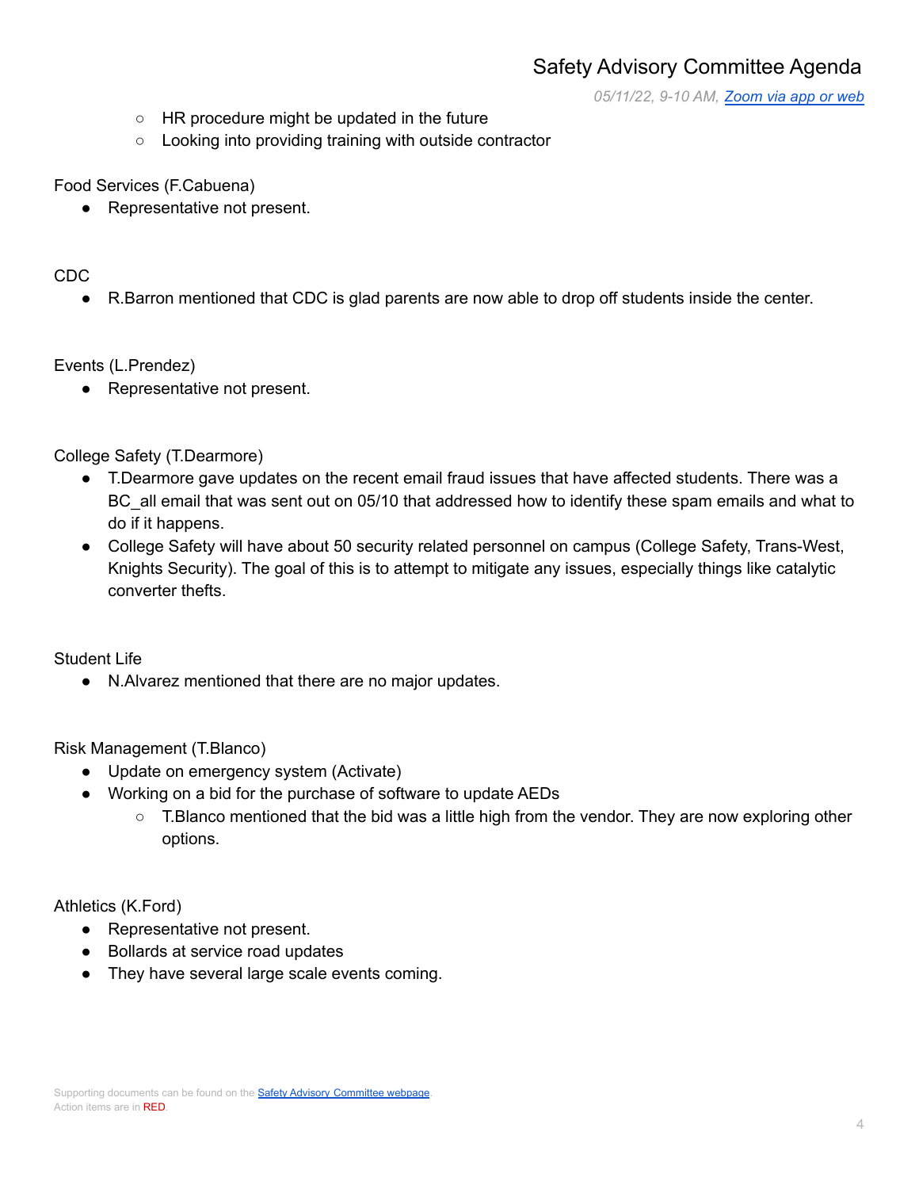- HR procedure might be updated in the future
- Looking into providing training with outside contractor

Food Services (F.Cabuena)

- Representative not present.

CDC

- R.Barron mentioned that CDC is glad parents are now able to drop off students inside the center.

Events (L.Prendez)

- Representative not present.

College Safety (T.Dearmore)

- T.Dearmore gave updates on the recent email fraud issues that have affected students. There was a BC_all email that was sent out on 05/10 that addressed how to identify these spam emails and what to do if it happens.
- College Safety will have about 50 security related personnel on campus (College Safety, Trans-West, Knights Security). The goal of this is to attempt to mitigate any issues, especially things like catalytic converter thefts.

Student Life

- N.Alvarez mentioned that there are no major updates.

Risk Management (T.Blanco)

- Update on emergency system (Activate)
- Working on a bid for the purchase of software to update AEDs
    - T.Blanco mentioned that the bid was a little high from the vendor. They are now exploring other options.

Athletics (K.Ford)

- Representative not present.
- Bollards at service road updates
- They have several large scale events coming.

Supporting documents can be found on the [Safety Advisory Committee webpage](#).
Action items are in RED.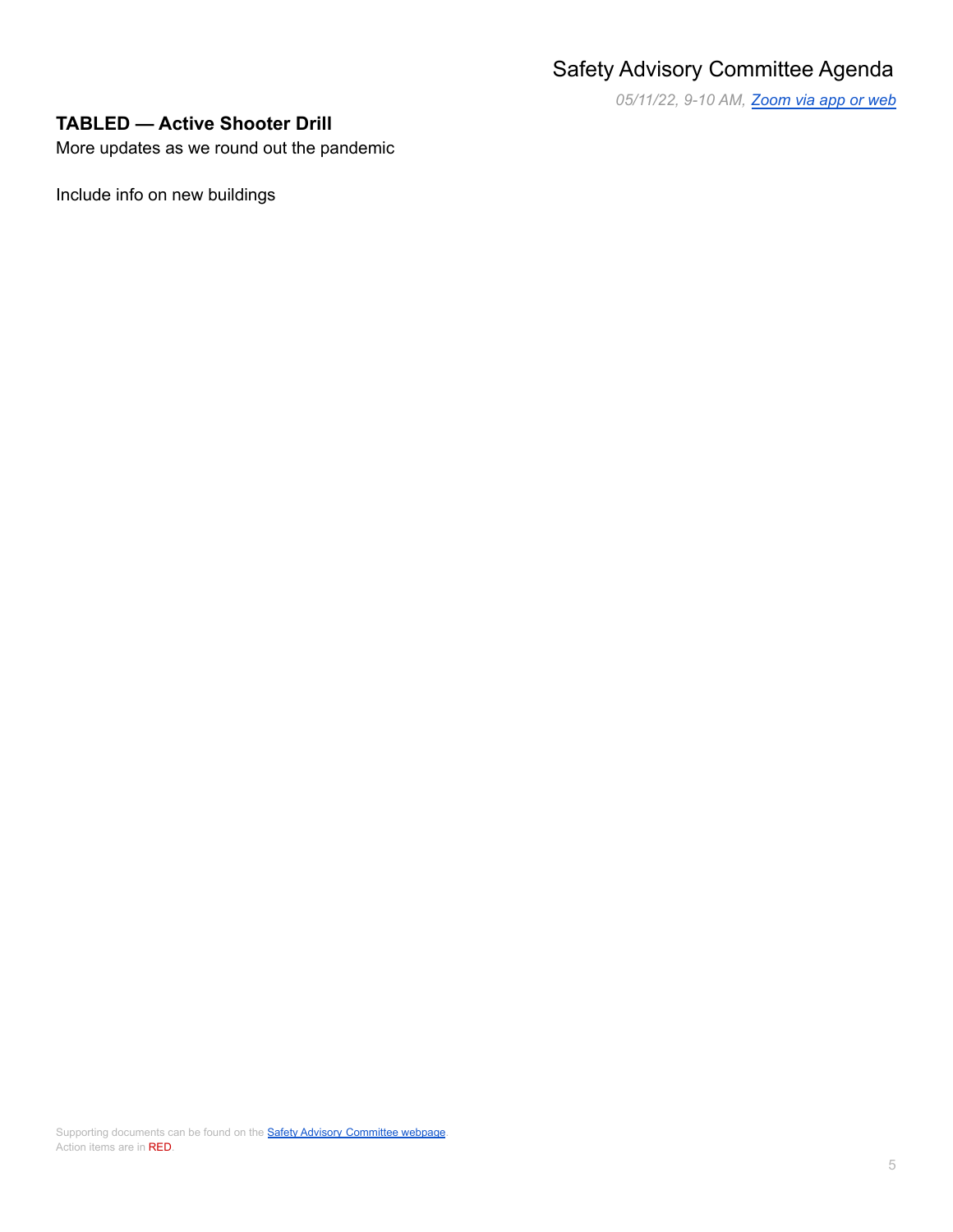### TABLED — Active Shooter Drill

More updates as we round out the pandemic

Include info on new buildings